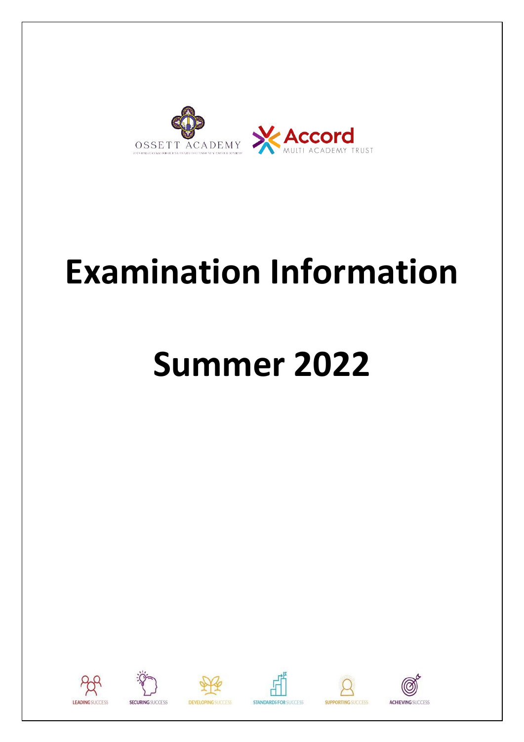OSSETT ACADEMY

Accord MULTI ACADEMY TRUST

# Examination Information

# Summer 2022

LEADING SUCCESS SECURING SUCCESS DEVELOPING SUCCESS STANDARDS FOR SUCCESS SUPPORTING SUCCESS ACHIEVING SUCCESS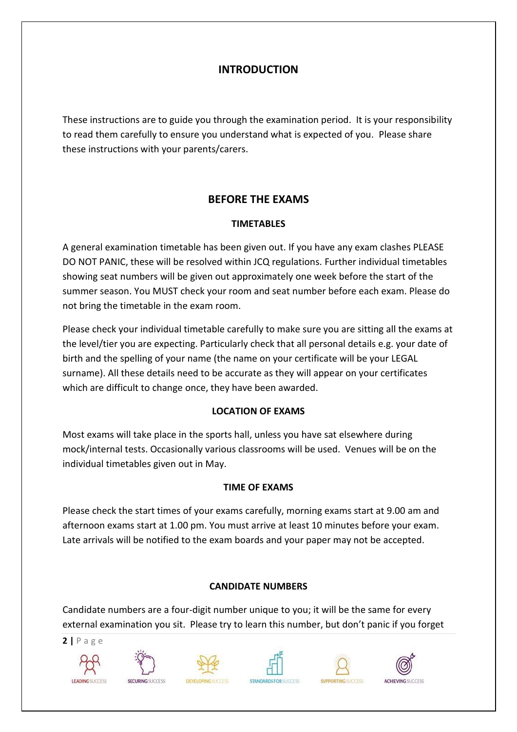## INTRODUCTION

These instructions are to guide you through the examination period. It is your responsibility to read them carefully to ensure you understand what is expected of you. Please share these instructions with your parents/carers.

## BEFORE THE EXAMS

### TIMETABLES

A general examination timetable has been given out. If you have any exam clashes PLEASE DO NOT PANIC, these will be resolved within JCQ regulations. Further individual timetables showing seat numbers will be given out approximately one week before the start of the summer season. You MUST check your room and seat number before each exam. Please do not bring the timetable in the exam room.

Please check your individual timetable carefully to make sure you are sitting all the exams at the level/tier you are expecting. Particularly check that all personal details e.g. your date of birth and the spelling of your name (the name on your certificate will be your LEGAL surname). All these details need to be accurate as they will appear on your certificates which are difficult to change once, they have been awarded.

### LOCATION OF EXAMS

Most exams will take place in the sports hall, unless you have sat elsewhere during mock/internal tests. Occasionally various classrooms will be used. Venues will be on the individual timetables given out in May.

### TIME OF EXAMS

Please check the start times of your exams carefully, morning exams start at 9.00 am and afternoon exams start at 1.00 pm. You must arrive at least 10 minutes before your exam. Late arrivals will be notified to the exam boards and your paper may not be accepted.

### CANDIDATE NUMBERS

Candidate numbers are a four-digit number unique to you; it will be the same for every external examination you sit. Please try to learn this number, but don't panic if you forget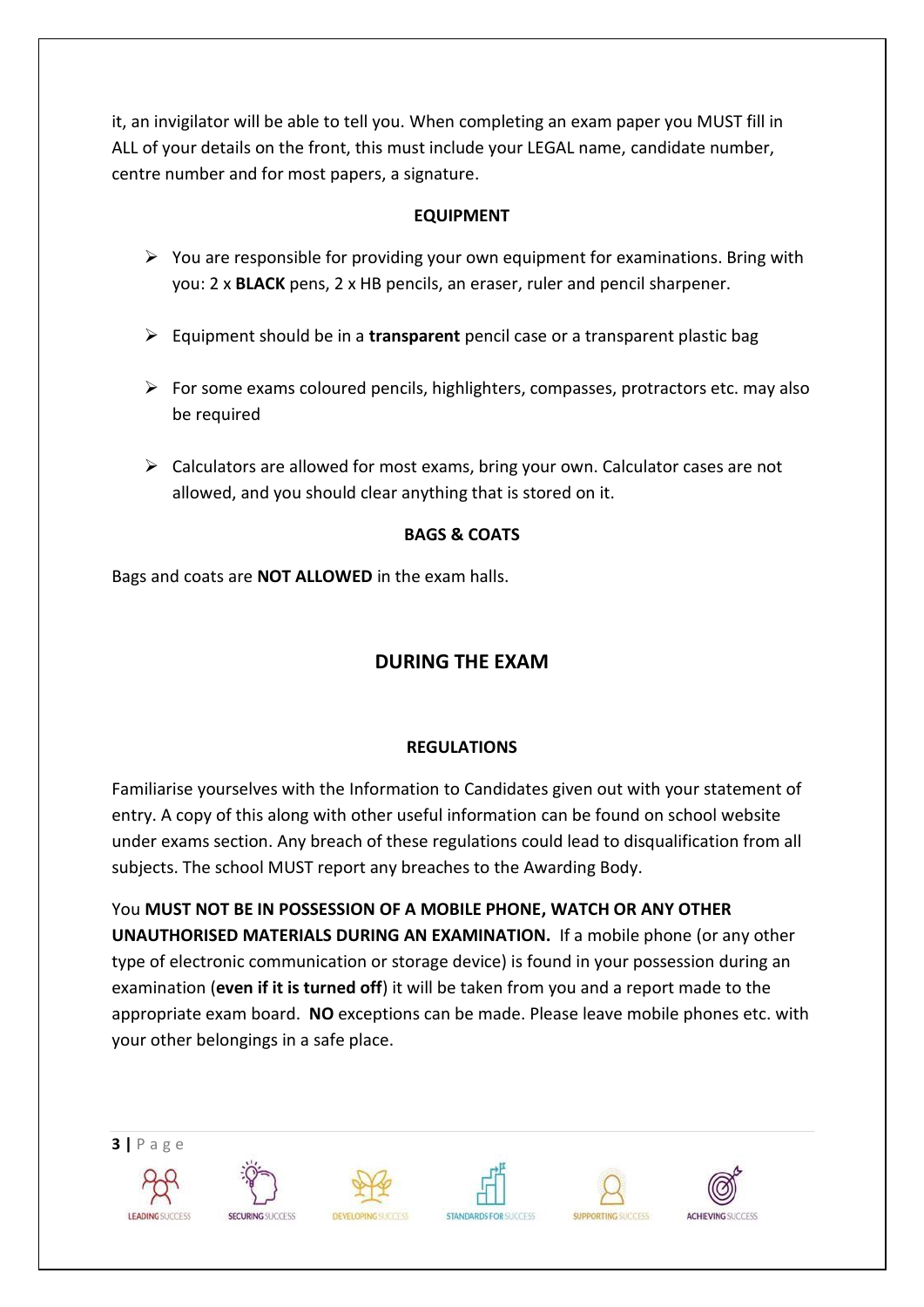it, an invigilator will be able to tell you. When completing an exam paper you MUST fill in ALL of your details on the front, this must include your LEGAL name, candidate number, centre number and for most papers, a signature.

### EQUIPMENT

- You are responsible for providing your own equipment for examinations. Bring with you: 2 x **BLACK** pens, 2 x HB pencils, an eraser, ruler and pencil sharpener.
- Equipment should be in a **transparent** pencil case or a transparent plastic bag
- For some exams coloured pencils, highlighters, compasses, protractors etc. may also be required
- Calculators are allowed for most exams, bring your own. Calculator cases are not allowed, and you should clear anything that is stored on it.

### BAGS & COATS

Bags and coats are **NOT ALLOWED** in the exam halls.

## DURING THE EXAM

### REGULATIONS

Familiarise yourselves with the Information to Candidates given out with your statement of entry. A copy of this along with other useful information can be found on school website under exams section. Any breach of these regulations could lead to disqualification from all subjects. The school MUST report any breaches to the Awarding Body.

You **MUST NOT BE IN POSSESSION OF A MOBILE PHONE, WATCH OR ANY OTHER UNAUTHORISED MATERIALS DURING AN EXAMINATION.** If a mobile phone (or any other type of electronic communication or storage device) is found in your possession during an examination (**even if it is turned off**) it will be taken from you and a report made to the appropriate exam board. **NO** exceptions can be made. Please leave mobile phones etc. with your other belongings in a safe place.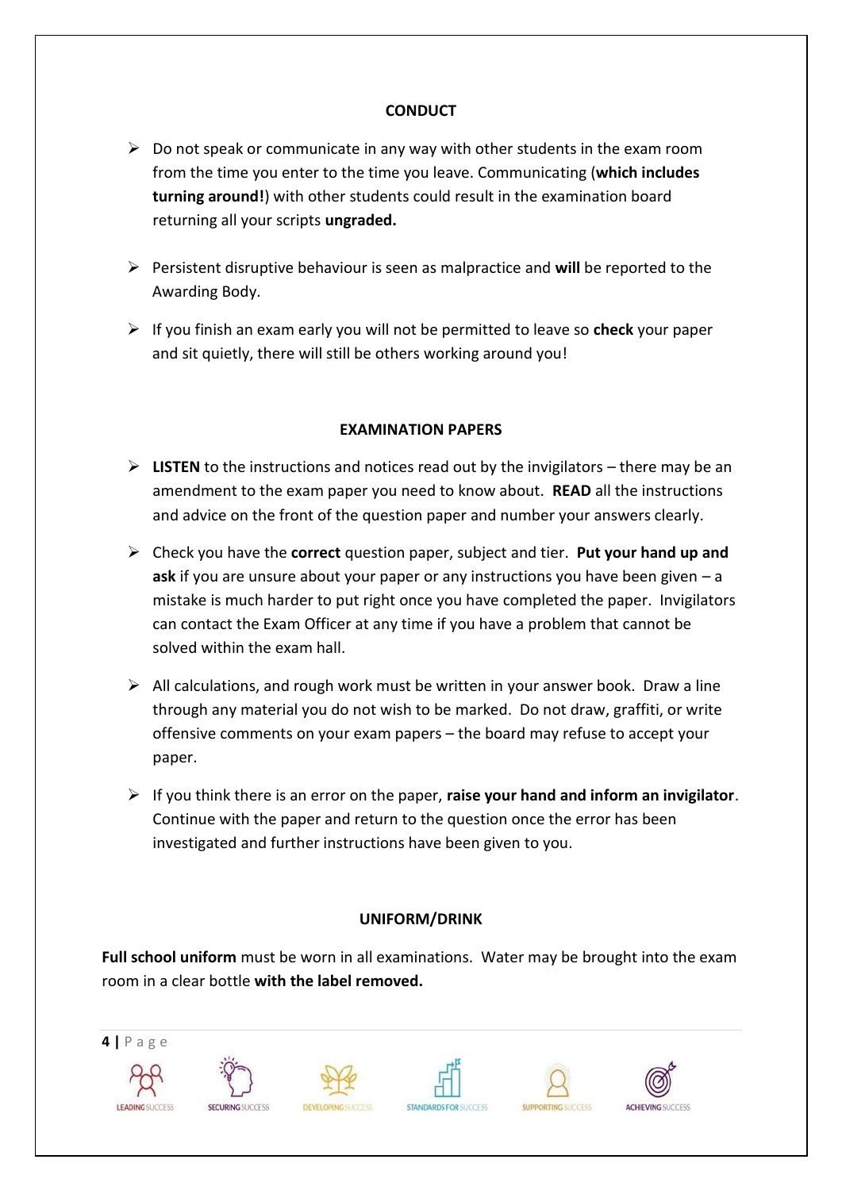## CONDUCT

- Do not speak or communicate in any way with other students in the exam room from the time you enter to the time you leave. Communicating (**which includes turning around!**) with other students could result in the examination board returning all your scripts **ungraded.**
- Persistent disruptive behaviour is seen as malpractice and **will** be reported to the Awarding Body.
- If you finish an exam early you will not be permitted to leave so **check** your paper and sit quietly, there will still be others working around you!

## EXAMINATION PAPERS

- **LISTEN** to the instructions and notices read out by the invigilators – there may be an amendment to the exam paper you need to know about. **READ** all the instructions and advice on the front of the question paper and number your answers clearly.
- Check you have the **correct** question paper, subject and tier. **Put your hand up and ask** if you are unsure about your paper or any instructions you have been given – a mistake is much harder to put right once you have completed the paper. Invigilators can contact the Exam Officer at any time if you have a problem that cannot be solved within the exam hall.
- All calculations, and rough work must be written in your answer book. Draw a line through any material you do not wish to be marked. Do not draw, graffiti, or write offensive comments on your exam papers – the board may refuse to accept your paper.
- If you think there is an error on the paper, **raise your hand and inform an invigilator**. Continue with the paper and return to the question once the error has been investigated and further instructions have been given to you.

## UNIFORM/DRINK

**Full school uniform** must be worn in all examinations. Water may be brought into the exam room in a clear bottle **with the label removed.**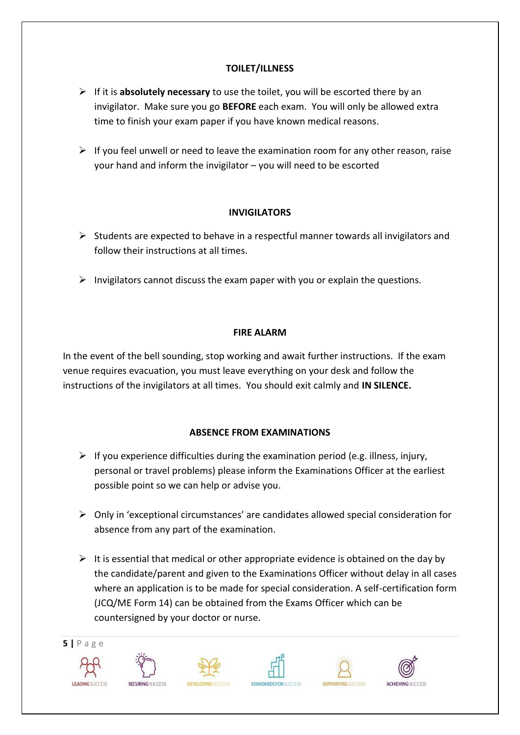## TOILET/ILLNESS

- If it is **absolutely necessary** to use the toilet, you will be escorted there by an invigilator. Make sure you go **BEFORE** each exam. You will only be allowed extra time to finish your exam paper if you have known medical reasons.

- If you feel unwell or need to leave the examination room for any other reason, raise your hand and inform the invigilator – you will need to be escorted

## INVIGILATORS

- Students are expected to behave in a respectful manner towards all invigilators and follow their instructions at all times.

- Invigilators cannot discuss the exam paper with you or explain the questions.

## FIRE ALARM

In the event of the bell sounding, stop working and await further instructions. If the exam venue requires evacuation, you must leave everything on your desk and follow the instructions of the invigilators at all times. You should exit calmly and **IN SILENCE.**

## ABSENCE FROM EXAMINATIONS

- If you experience difficulties during the examination period (e.g. illness, injury, personal or travel problems) please inform the Examinations Officer at the earliest possible point so we can help or advise you.

- Only in 'exceptional circumstances' are candidates allowed special consideration for absence from any part of the examination.

- It is essential that medical or other appropriate evidence is obtained on the day by the candidate/parent and given to the Examinations Officer without delay in all cases where an application is to be made for special consideration. A self-certification form (JCQ/ME Form 14) can be obtained from the Exams Officer which can be countersigned by your doctor or nurse.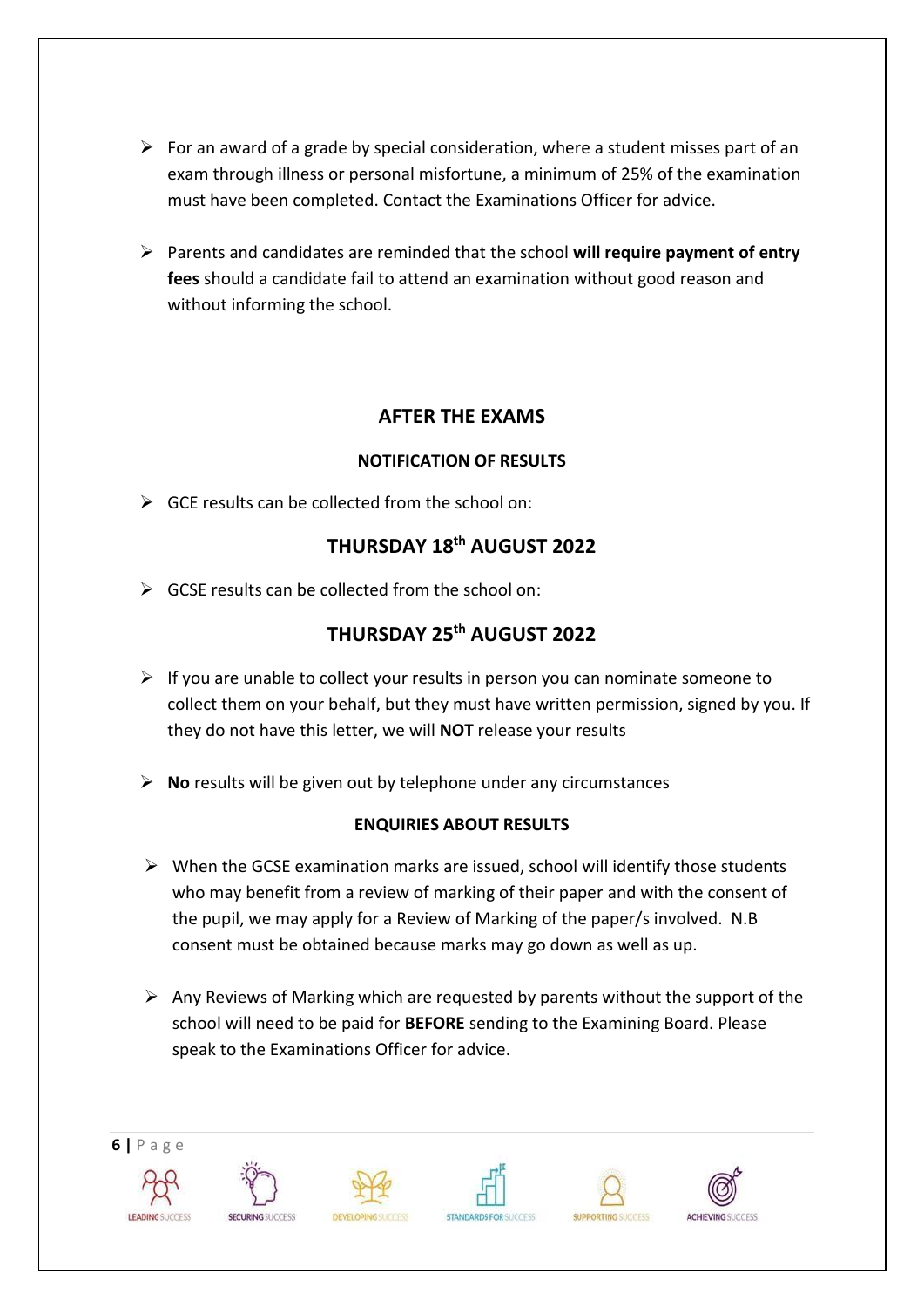- For an award of a grade by special consideration, where a student misses part of an exam through illness or personal misfortune, a minimum of 25% of the examination must have been completed. Contact the Examinations Officer for advice.

- Parents and candidates are reminded that the school **will require payment of entry fees** should a candidate fail to attend an examination without good reason and without informing the school.

## AFTER THE EXAMS

### NOTIFICATION OF RESULTS

- GCE results can be collected from the school on:

**THURSDAY 18th AUGUST 2022**

- GCSE results can be collected from the school on:

**THURSDAY 25th AUGUST 2022**

- If you are unable to collect your results in person you can nominate someone to collect them on your behalf, but they must have written permission, signed by you. If they do not have this letter, we will **NOT** release your results

- **No** results will be given out by telephone under any circumstances

### ENQUIRIES ABOUT RESULTS

- When the GCSE examination marks are issued, school will identify those students who may benefit from a review of marking of their paper and with the consent of the pupil, we may apply for a Review of Marking of the paper/s involved. N.B consent must be obtained because marks may go down as well as up.

- Any Reviews of Marking which are requested by parents without the support of the school will need to be paid for **BEFORE** sending to the Examining Board. Please speak to the Examinations Officer for advice.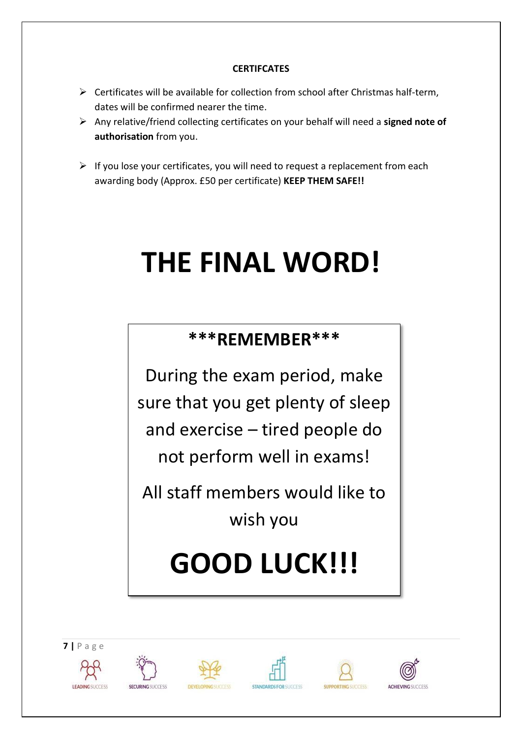**CERTIFCATES**

- Certificates will be available for collection from school after Christmas half-term, dates will be confirmed nearer the time.
- Any relative/friend collecting certificates on your behalf will need a **signed note of authorisation** from you.
- If you lose your certificates, you will need to request a replacement from each awarding body (Approx. £50 per certificate) **KEEP THEM SAFE!!**

# THE FINAL WORD!

**\*\*\*REMEMBER\*\*\***

During the exam period, make sure that you get plenty of sleep and exercise – tired people do not perform well in exams!

All staff members would like to wish you

# GOOD LUCK!!!

LEADING SUCCESS SECURING SUCCESS DEVELOPING SUCCESS STANDARDS FOR SUCCESS SUPPORTING SUCCESS ACHIEVING SUCCESS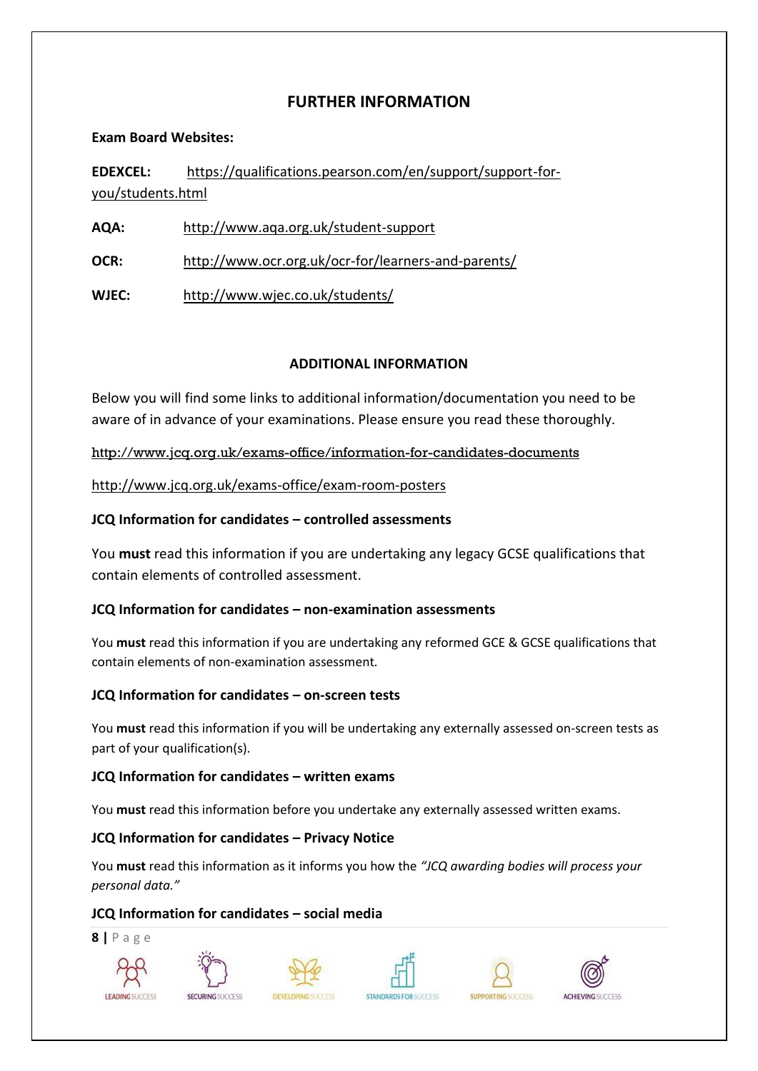## FURTHER INFORMATION

**Exam Board Websites:**

**EDEXCEL:** https://qualifications.pearson.com/en/support/support-for-you/students.html

**AQA:** http://www.aqa.org.uk/student-support

**OCR:** http://www.ocr.org.uk/ocr-for/learners-and-parents/

**WJEC:** http://www.wjec.co.uk/students/

### ADDITIONAL INFORMATION

Below you will find some links to additional information/documentation you need to be aware of in advance of your examinations. Please ensure you read these thoroughly.

http://www.jcq.org.uk/exams-office/information-for-candidates-documents

http://www.jcq.org.uk/exams-office/exam-room-posters

**JCQ Information for candidates – controlled assessments**

You **must** read this information if you are undertaking any legacy GCSE qualifications that contain elements of controlled assessment.

**JCQ Information for candidates – non-examination assessments**

You **must** read this information if you are undertaking any reformed GCE & GCSE qualifications that contain elements of non-examination assessment.

**JCQ Information for candidates – on-screen tests**

You **must** read this information if you will be undertaking any externally assessed on-screen tests as part of your qualification(s).

**JCQ Information for candidates – written exams**

You **must** read this information before you undertake any externally assessed written exams.

**JCQ Information for candidates – Privacy Notice**

You **must** read this information as it informs you how the *"JCQ awarding bodies will process your personal data."*

**JCQ Information for candidates – social media**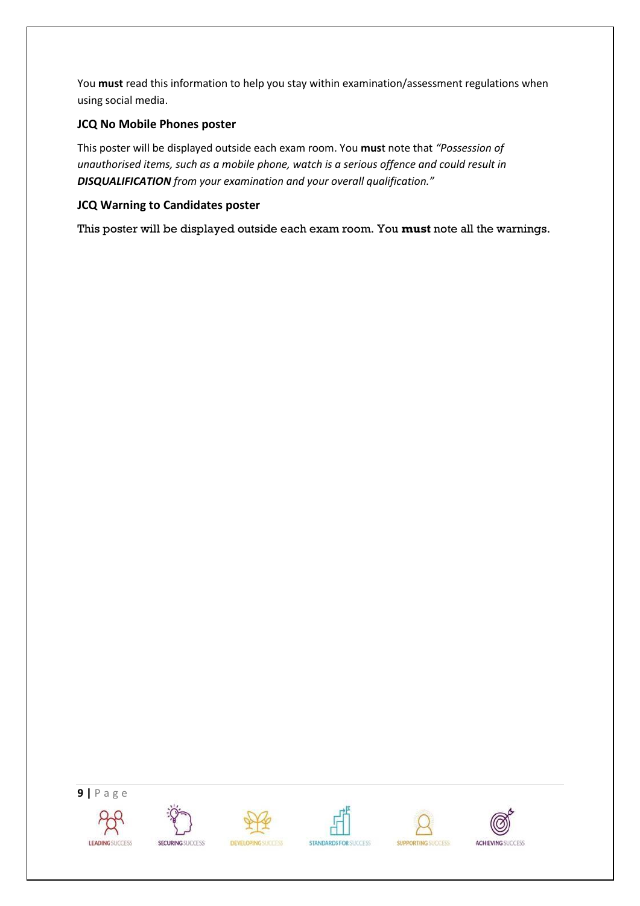You **must** read this information to help you stay within examination/assessment regulations when using social media.

### JCQ No Mobile Phones poster

This poster will be displayed outside each exam room. You **must** note that *"Possession of unauthorised items, such as a mobile phone, watch is a serious offence and could result in **DISQUALIFICATION** from your examination and your overall qualification."*

### JCQ Warning to Candidates poster

This poster will be displayed outside each exam room. You **must** note all the warnings.